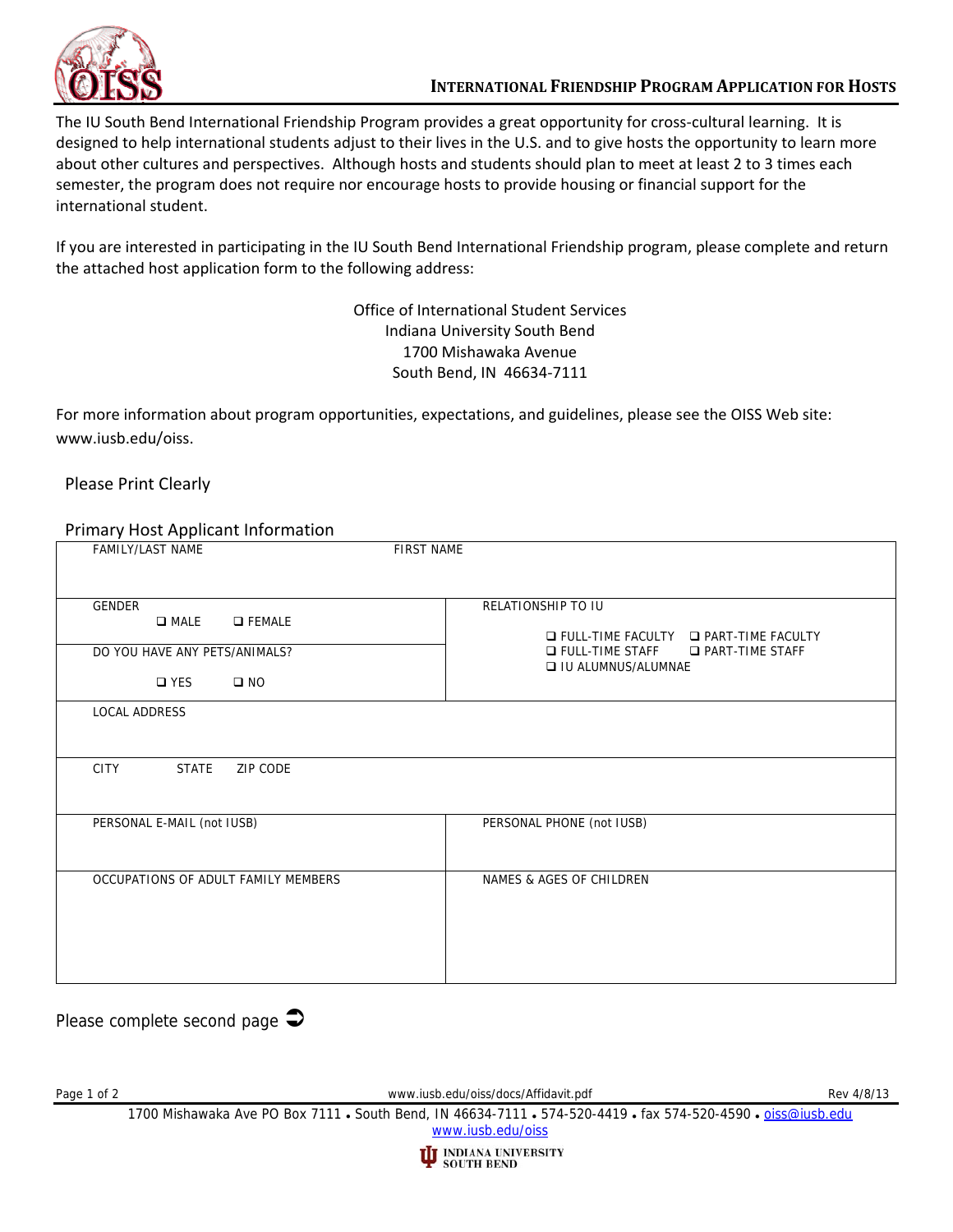# INTERNATIONAL FRIENDSHIP PROGRAM APPLICATION FOR HOSTS

The IU South Bend International Friendship Program provides a great opportunity for cross-cultural learning. It is designed to help international students adjust to their lives in the U.S. and to give hosts the opportunity to learn more about other cultures and perspectives. Although hosts and students should plan to meet at least 2 to 3 times each semester, the program does not require nor encourage hosts to provide housing or financial support for the international student.

If you are interested in participating in the IU South Bend International Friendship program, please complete and return the attached host application form to the following address:

Office of International Student Services
Indiana University South Bend
1700 Mishawaka Avenue
South Bend, IN 46634-7111

For more information about program opportunities, expectations, and guidelines, please see the OISS Web site: www.iusb.edu/oiss.

Please Print Clearly

## Primary Host Applicant Information

| FAMILY/LAST NAME | FIRST NAME |
|---|---|
| GENDER<br>❑ MALE ❑ FEMALE<br><br>DO YOU HAVE ANY PETS/ANIMALS?<br>❑ YES ❑ NO | RELATIONSHIP TO IU<br>❑ FULL-TIME FACULTY ❑ PART-TIME FACULTY<br>❑ FULL-TIME STAFF ❑ PART-TIME STAFF<br>❑ IU ALUMNUS/ALUMNAE |
| LOCAL ADDRESS | |
| CITY STATE ZIP CODE | |
| PERSONAL E-MAIL (not IUSB) | PERSONAL PHONE (not IUSB) |
| OCCUPATIONS OF ADULT FAMILY MEMBERS | NAMES & AGES OF CHILDREN |

Please complete second page ➲

www.iusb.edu/oiss/docs/Affidavit.pdf Rev 4/8/13

1700 Mishawaka Ave PO Box 7111 • South Bend, IN 46634-7111 • 574-520-4419 • fax 574-520-4590 • oiss@iusb.edu
www.iusb.edu/oiss

INDIANA UNIVERSITY SOUTH BEND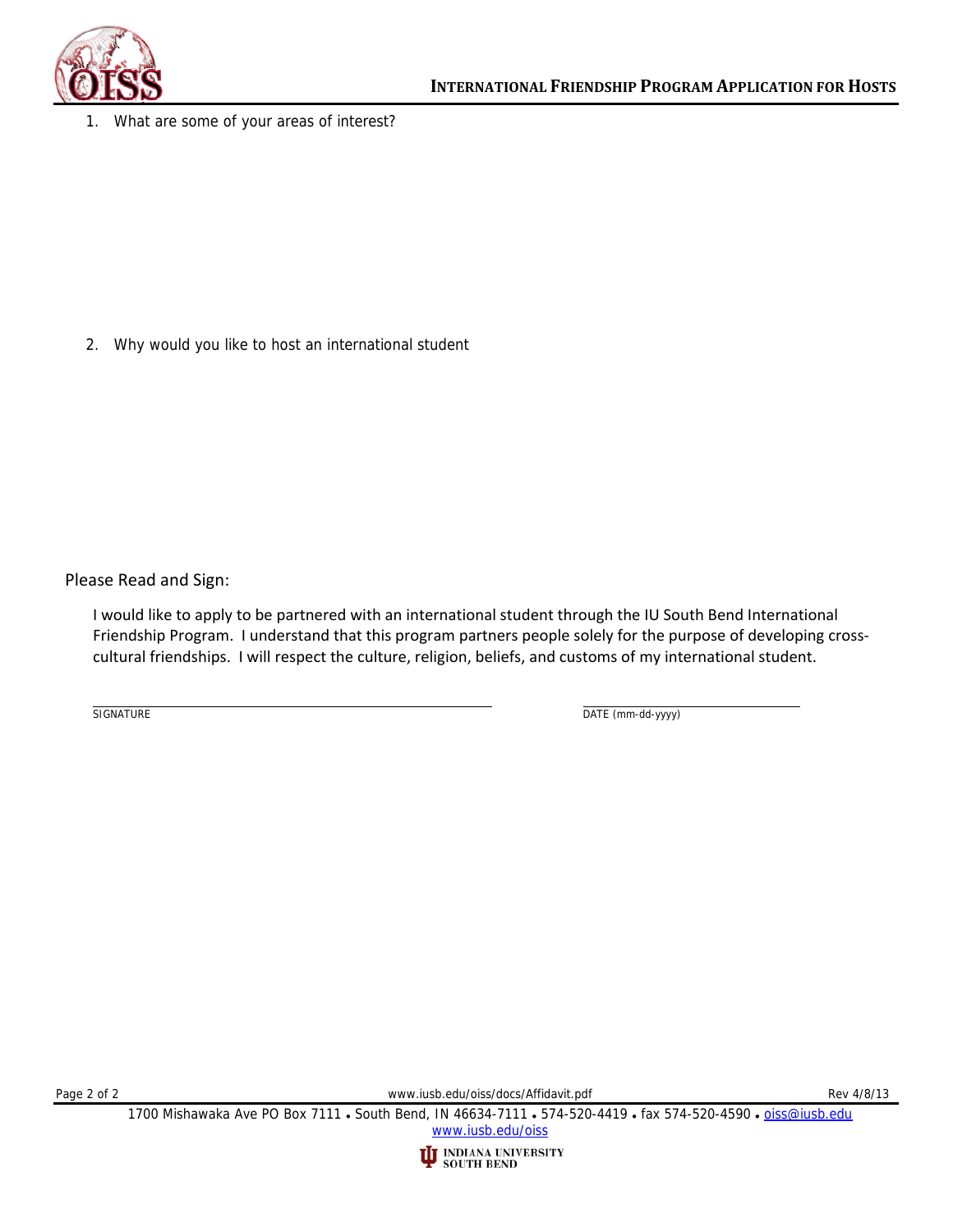1. What are some of your areas of interest?

2. Why would you like to host an international student

Please Read and Sign:

I would like to apply to be partnered with an international student through the IU South Bend International Friendship Program. I understand that this program partners people solely for the purpose of developing cross-cultural friendships. I will respect the culture, religion, beliefs, and customs of my international student.

SIGNATURE

DATE (mm-dd-yyyy)